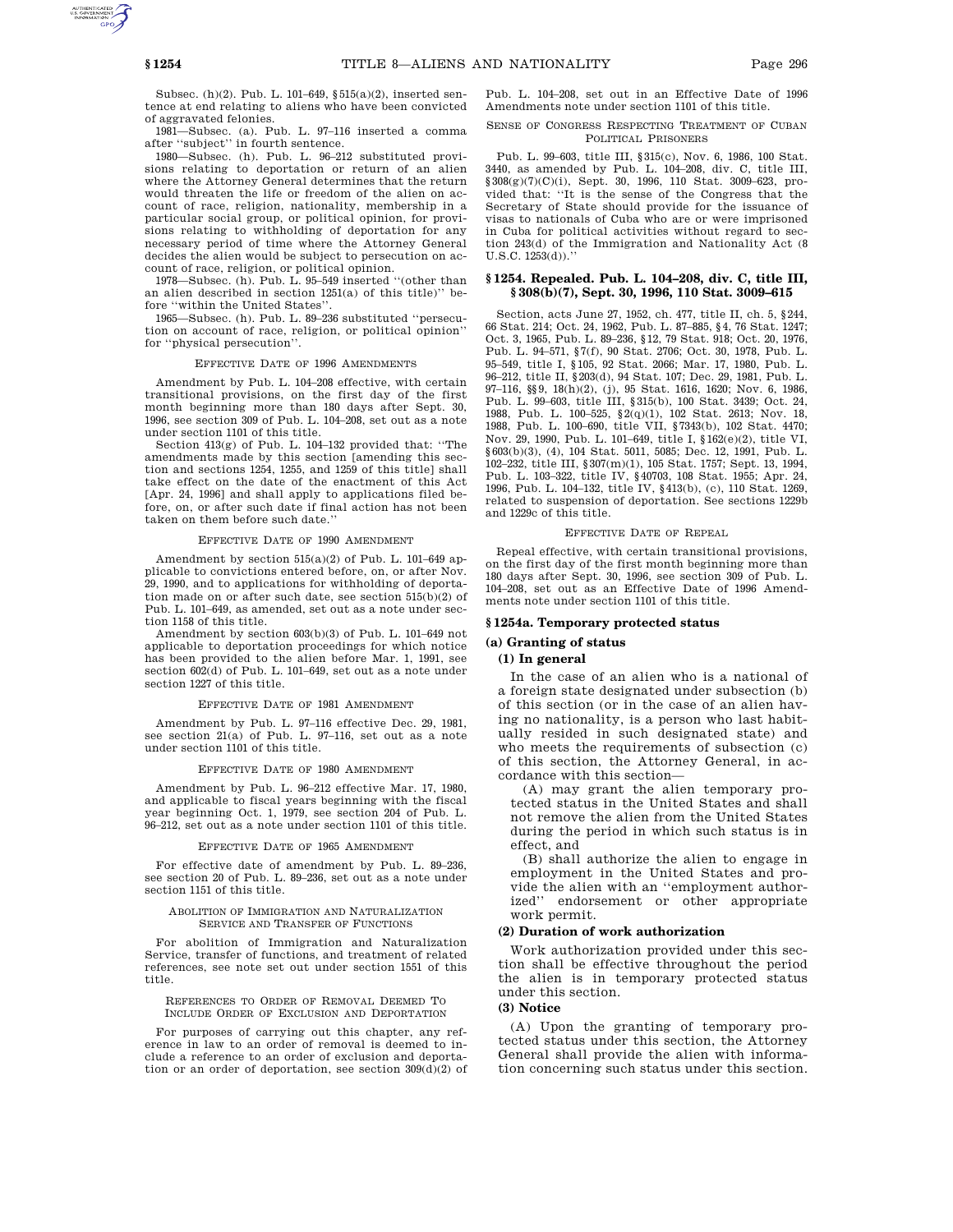Subsec. (h)(2). Pub. L. 101–649, §515(a)(2), inserted sentence at end relating to aliens who have been convicted of aggravated felonies.

1981—Subsec. (a). Pub. L. 97–116 inserted a comma after ''subject'' in fourth sentence.

1980—Subsec. (h). Pub. L. 96–212 substituted provisions relating to deportation or return of an alien where the Attorney General determines that the return would threaten the life or freedom of the alien on account of race, religion, nationality, membership in a particular social group, or political opinion, for provisions relating to withholding of deportation for any necessary period of time where the Attorney General decides the alien would be subject to persecution on account of race, religion, or political opinion.

1978—Subsec. (h). Pub. L. 95–549 inserted ''(other than an alien described in section 1251(a) of this title)'' before ''within the United States''.

1965—Subsec. (h). Pub. L. 89–236 substituted ''persecution on account of race, religion, or political opinion'' for ''physical persecution''.

EFFECTIVE DATE OF 1996 AMENDMENTS

Amendment by Pub. L. 104–208 effective, with certain transitional provisions, on the first day of the first month beginning more than 180 days after Sept. 30, 1996, see section 309 of Pub. L. 104–208, set out as a note under section 1101 of this title.

Section 413(g) of Pub. L. 104–132 provided that: ''The amendments made by this section [amending this section and sections 1254, 1255, and 1259 of this title] shall take effect on the date of the enactment of this Act [Apr. 24, 1996] and shall apply to applications filed before, on, or after such date if final action has not been taken on them before such date.''

EFFECTIVE DATE OF 1990 AMENDMENT

Amendment by section 515(a)(2) of Pub. L. 101–649 applicable to convictions entered before, on, or after Nov. 29, 1990, and to applications for withholding of deportation made on or after such date, see section 515(b)(2) of Pub. L. 101–649, as amended, set out as a note under section 1158 of this title.

Amendment by section 603(b)(3) of Pub. L. 101–649 not applicable to deportation proceedings for which notice has been provided to the alien before Mar. 1, 1991, see section 602(d) of Pub. L. 101–649, set out as a note under section 1227 of this title.

EFFECTIVE DATE OF 1981 AMENDMENT

Amendment by Pub. L. 97–116 effective Dec. 29, 1981, see section 21(a) of Pub. L. 97–116, set out as a note under section 1101 of this title.

EFFECTIVE DATE OF 1980 AMENDMENT

Amendment by Pub. L. 96–212 effective Mar. 17, 1980, and applicable to fiscal years beginning with the fiscal year beginning Oct. 1, 1979, see section 204 of Pub. L. 96–212, set out as a note under section 1101 of this title.

EFFECTIVE DATE OF 1965 AMENDMENT

For effective date of amendment by Pub. L. 89–236, see section 20 of Pub. L. 89–236, set out as a note under section 1151 of this title.

ABOLITION OF IMMIGRATION AND NATURALIZATION SERVICE AND TRANSFER OF FUNCTIONS

For abolition of Immigration and Naturalization Service, transfer of functions, and treatment of related references, see note set out under section 1551 of this title.

REFERENCES TO ORDER OF REMOVAL DEEMED TO INCLUDE ORDER OF EXCLUSION AND DEPORTATION

For purposes of carrying out this chapter, any reference in law to an order of removal is deemed to include a reference to an order of exclusion and deportation or an order of deportation, see section 309(d)(2) of Pub. L. 104–208, set out in an Effective Date of 1996 Amendments note under section 1101 of this title.

SENSE OF CONGRESS RESPECTING TREATMENT OF CUBAN POLITICAL PRISONERS

Pub. L. 99–603, title III, §315(c), Nov. 6, 1986, 100 Stat. 3440, as amended by Pub. L. 104–208, div. C, title III, §308(g)(7)(C)(i), Sept. 30, 1996, 110 Stat. 3009–623, provided that: ''It is the sense of the Congress that the Secretary of State should provide for the issuance of visas to nationals of Cuba who are or were imprisoned in Cuba for political activities without regard to section 243(d) of the Immigration and Nationality Act (8 U.S.C. 1253(d)).''

## §1254. Repealed. Pub. L. 104–208, div. C, title III, §308(b)(7), Sept. 30, 1996, 110 Stat. 3009–615

Section, acts June 27, 1952, ch. 477, title II, ch. 5, §244, 66 Stat. 214; Oct. 24, 1962, Pub. L. 87–885, §4, 76 Stat. 1247; Oct. 3, 1965, Pub. L. 89–236, §12, 79 Stat. 918; Oct. 20, 1976, Pub. L. 94–571, §7(f), 90 Stat. 2706; Oct. 30, 1978, Pub. L. 95–549, title I, §105, 92 Stat. 2066; Mar. 17, 1980, Pub. L. 96–212, title II, §203(d), 94 Stat. 107; Dec. 29, 1981, Pub. L. 97–116, §§9, 18(h)(2), (j), 95 Stat. 1616, 1620; Nov. 6, 1986, Pub. L. 99–603, title III, §315(b), 100 Stat. 3439; Oct. 24, 1988, Pub. L. 100–525, §2(q)(1), 102 Stat. 2613; Nov. 18, 1988, Pub. L. 100–690, title VII, §7343(b), 102 Stat. 4470; Nov. 29, 1990, Pub. L. 101–649, title I, §162(e)(2), title VI, §603(b)(3), (4), 104 Stat. 5011, 5085; Dec. 12, 1991, Pub. L. 102–232, title III, §307(m)(1), 105 Stat. 1757; Sept. 13, 1994, Pub. L. 103–322, title IV, §40703, 108 Stat. 1955; Apr. 24, 1996, Pub. L. 104–132, title IV, §413(b), (c), 110 Stat. 1269, related to suspension of deportation. See sections 1229b and 1229c of this title.

EFFECTIVE DATE OF REPEAL

Repeal effective, with certain transitional provisions, on the first day of the first month beginning more than 180 days after Sept. 30, 1996, see section 309 of Pub. L. 104–208, set out as an Effective Date of 1996 Amendments note under section 1101 of this title.

## §1254a. Temporary protected status

### (a) Granting of status

#### (1) In general

In the case of an alien who is a national of a foreign state designated under subsection (b) of this section (or in the case of an alien having no nationality, is a person who last habitually resided in such designated state) and who meets the requirements of subsection (c) of this section, the Attorney General, in accordance with this section—

(A) may grant the alien temporary protected status in the United States and shall not remove the alien from the United States during the period in which such status is in effect, and

(B) shall authorize the alien to engage in employment in the United States and provide the alien with an ''employment authorized'' endorsement or other appropriate work permit.

#### (2) Duration of work authorization

Work authorization provided under this section shall be effective throughout the period the alien is in temporary protected status under this section.

#### (3) Notice

(A) Upon the granting of temporary protected status under this section, the Attorney General shall provide the alien with information concerning such status under this section.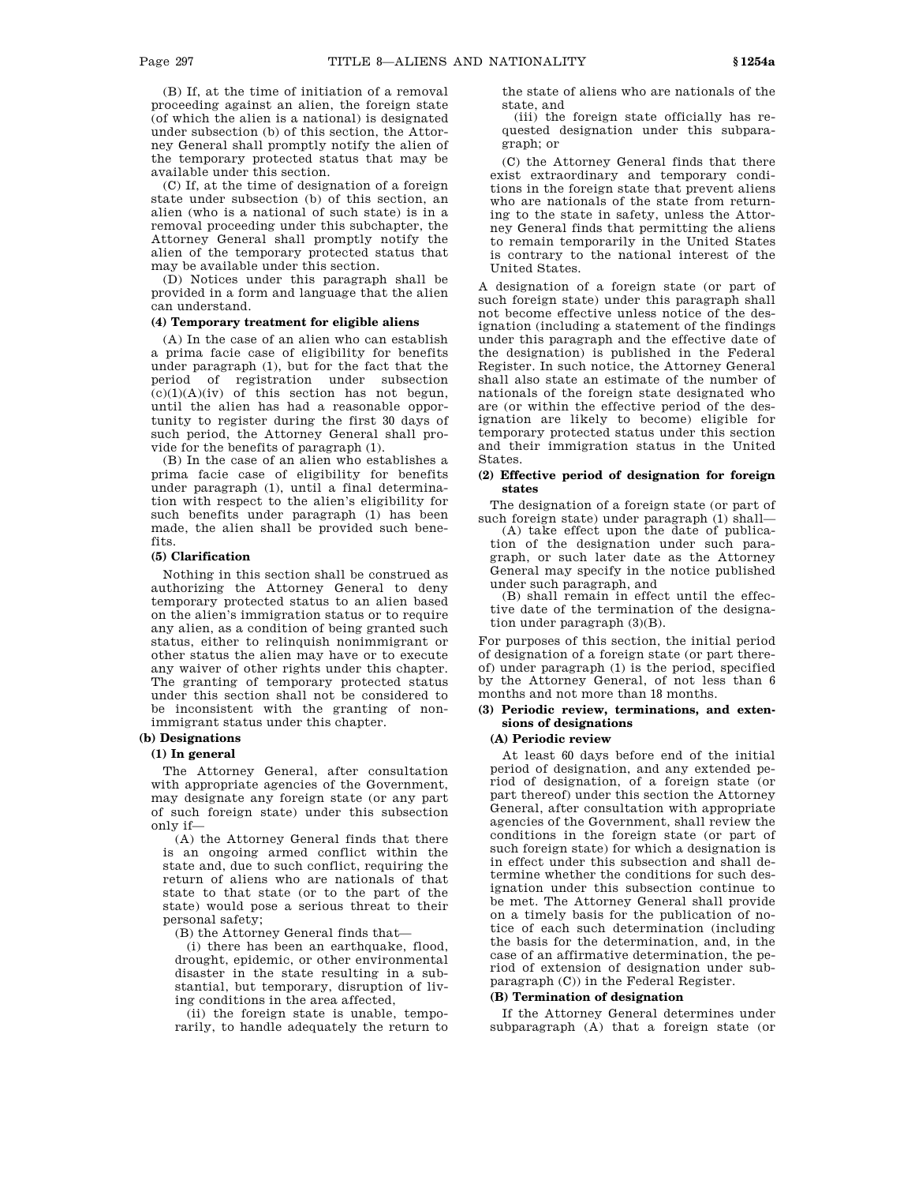(B) If, at the time of initiation of a removal proceeding against an alien, the foreign state (of which the alien is a national) is designated under subsection (b) of this section, the Attorney General shall promptly notify the alien of the temporary protected status that may be available under this section.

(C) If, at the time of designation of a foreign state under subsection (b) of this section, an alien (who is a national of such state) is in a removal proceeding under this subchapter, the Attorney General shall promptly notify the alien of the temporary protected status that may be available under this section.

(D) Notices under this paragraph shall be provided in a form and language that the alien can understand.

#### (4) Temporary treatment for eligible aliens

(A) In the case of an alien who can establish a prima facie case of eligibility for benefits under paragraph (1), but for the fact that the period of registration under subsection (c)(1)(A)(iv) of this section has not begun, until the alien has had a reasonable opportunity to register during the first 30 days of such period, the Attorney General shall provide for the benefits of paragraph (1).

(B) In the case of an alien who establishes a prima facie case of eligibility for benefits under paragraph (1), until a final determination with respect to the alien's eligibility for such benefits under paragraph (1) has been made, the alien shall be provided such benefits.

#### (5) Clarification

Nothing in this section shall be construed as authorizing the Attorney General to deny temporary protected status to an alien based on the alien's immigration status or to require any alien, as a condition of being granted such status, either to relinquish nonimmigrant or other status the alien may have or to execute any waiver of other rights under this chapter. The granting of temporary protected status under this section shall not be considered to be inconsistent with the granting of nonimmigrant status under this chapter.

### (b) Designations

#### (1) In general

The Attorney General, after consultation with appropriate agencies of the Government, may designate any foreign state (or any part of such foreign state) under this subsection only if—

(A) the Attorney General finds that there is an ongoing armed conflict within the state and, due to such conflict, requiring the return of aliens who are nationals of that state to that state (or to the part of the state) would pose a serious threat to their personal safety;

(B) the Attorney General finds that—

(i) there has been an earthquake, flood, drought, epidemic, or other environmental disaster in the state resulting in a substantial, but temporary, disruption of living conditions in the area affected,

(ii) the foreign state is unable, temporarily, to handle adequately the return to the state of aliens who are nationals of the state, and

(iii) the foreign state officially has requested designation under this subparagraph; or

(C) the Attorney General finds that there exist extraordinary and temporary conditions in the foreign state that prevent aliens who are nationals of the state from returning to the state in safety, unless the Attorney General finds that permitting the aliens to remain temporarily in the United States is contrary to the national interest of the United States.

A designation of a foreign state (or part of such foreign state) under this paragraph shall not become effective unless notice of the designation (including a statement of the findings under this paragraph and the effective date of the designation) is published in the Federal Register. In such notice, the Attorney General shall also state an estimate of the number of nationals of the foreign state designated who are (or within the effective period of the designation are likely to become) eligible for temporary protected status under this section and their immigration status in the United States.

#### (2) Effective period of designation for foreign states

The designation of a foreign state (or part of such foreign state) under paragraph (1) shall—

(A) take effect upon the date of publication of the designation under such paragraph, or such later date as the Attorney General may specify in the notice published under such paragraph, and

(B) shall remain in effect until the effective date of the termination of the designation under paragraph (3)(B).

For purposes of this section, the initial period of designation of a foreign state (or part thereof) under paragraph (1) is the period, specified by the Attorney General, of not less than 6 months and not more than 18 months.

#### (3) Periodic review, terminations, and extensions of designations

##### (A) Periodic review

At least 60 days before end of the initial period of designation, and any extended period of designation, of a foreign state (or part thereof) under this section the Attorney General, after consultation with appropriate agencies of the Government, shall review the conditions in the foreign state (or part of such foreign state) for which a designation is in effect under this subsection and shall determine whether the conditions for such designation under this subsection continue to be met. The Attorney General shall provide on a timely basis for the publication of notice of each such determination (including the basis for the determination, and, in the case of an affirmative determination, the period of extension of designation under subparagraph (C)) in the Federal Register.

##### (B) Termination of designation

If the Attorney General determines under subparagraph (A) that a foreign state (or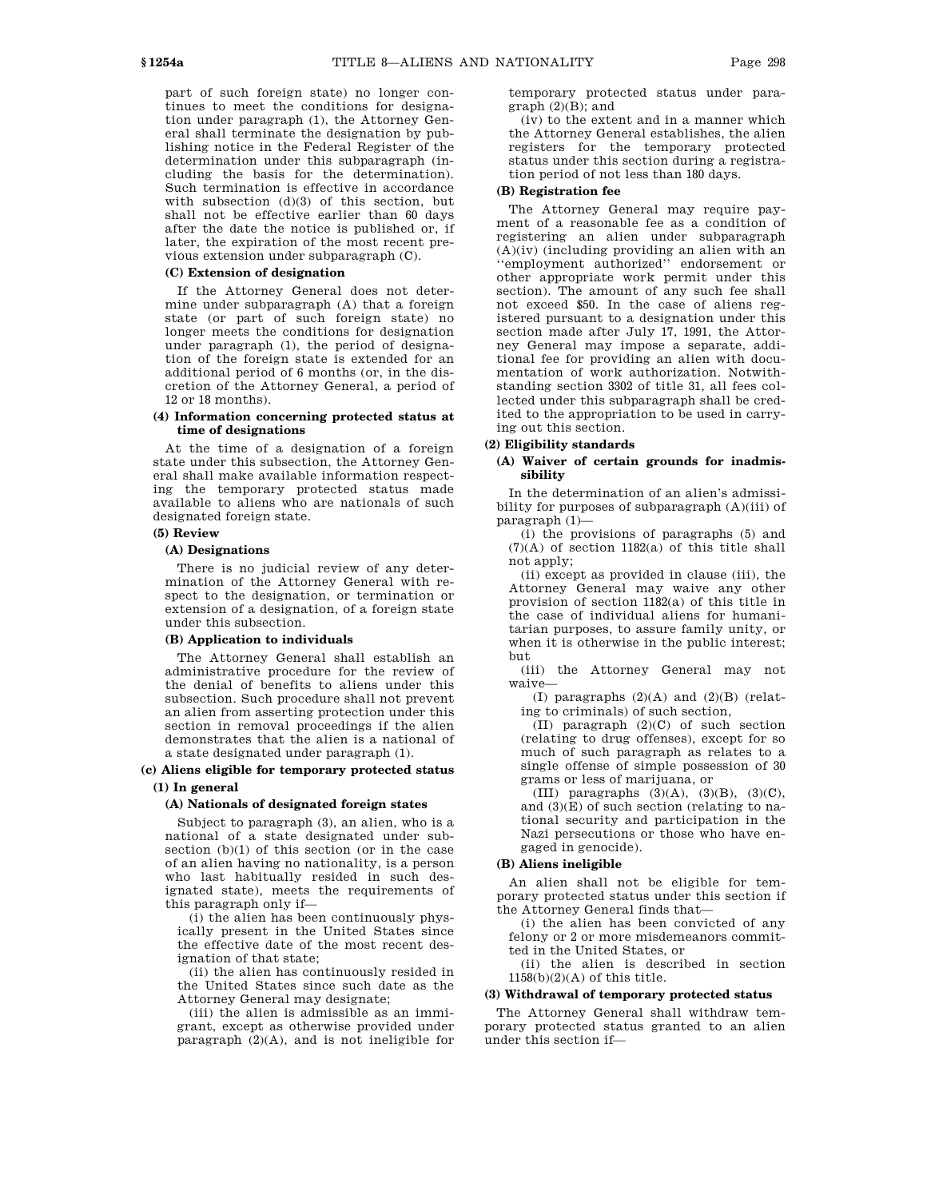part of such foreign state) no longer continues to meet the conditions for designation under paragraph (1), the Attorney General shall terminate the designation by publishing notice in the Federal Register of the determination under this subparagraph (including the basis for the determination). Such termination is effective in accordance with subsection (d)(3) of this section, but shall not be effective earlier than 60 days after the date the notice is published or, if later, the expiration of the most recent previous extension under subparagraph (C).

**(C) Extension of designation**

If the Attorney General does not determine under subparagraph (A) that a foreign state (or part of such foreign state) no longer meets the conditions for designation under paragraph (1), the period of designation of the foreign state is extended for an additional period of 6 months (or, in the discretion of the Attorney General, a period of 12 or 18 months).

**(4) Information concerning protected status at time of designations**

At the time of a designation of a foreign state under this subsection, the Attorney General shall make available information respecting the temporary protected status made available to aliens who are nationals of such designated foreign state.

**(5) Review**

**(A) Designations**

There is no judicial review of any determination of the Attorney General with respect to the designation, or termination or extension of a designation, of a foreign state under this subsection.

**(B) Application to individuals**

The Attorney General shall establish an administrative procedure for the review of the denial of benefits to aliens under this subsection. Such procedure shall not prevent an alien from asserting protection under this section in removal proceedings if the alien demonstrates that the alien is a national of a state designated under paragraph (1).

**(c) Aliens eligible for temporary protected status**

**(1) In general**

**(A) Nationals of designated foreign states**

Subject to paragraph (3), an alien, who is a national of a state designated under subsection (b)(1) of this section (or in the case of an alien having no nationality, is a person who last habitually resided in such designated state), meets the requirements of this paragraph only if—

(i) the alien has been continuously physically present in the United States since the effective date of the most recent designation of that state;

(ii) the alien has continuously resided in the United States since such date as the Attorney General may designate;

(iii) the alien is admissible as an immigrant, except as otherwise provided under paragraph (2)(A), and is not ineligible for temporary protected status under paragraph (2)(B); and

(iv) to the extent and in a manner which the Attorney General establishes, the alien registers for the temporary protected status under this section during a registration period of not less than 180 days.

**(B) Registration fee**

The Attorney General may require payment of a reasonable fee as a condition of registering an alien under subparagraph (A)(iv) (including providing an alien with an ''employment authorized'' endorsement or other appropriate work permit under this section). The amount of any such fee shall not exceed $50. In the case of aliens registered pursuant to a designation under this section made after July 17, 1991, the Attorney General may impose a separate, additional fee for providing an alien with documentation of work authorization. Notwithstanding section 3302 of title 31, all fees collected under this subparagraph shall be credited to the appropriation to be used in carrying out this section.

**(2) Eligibility standards**

**(A) Waiver of certain grounds for inadmissibility**

In the determination of an alien's admissibility for purposes of subparagraph (A)(iii) of paragraph (1)—

(i) the provisions of paragraphs (5) and (7)(A) of section 1182(a) of this title shall not apply;

(ii) except as provided in clause (iii), the Attorney General may waive any other provision of section 1182(a) of this title in the case of individual aliens for humanitarian purposes, to assure family unity, or when it is otherwise in the public interest; but

(iii) the Attorney General may not waive—

(I) paragraphs (2)(A) and (2)(B) (relating to criminals) of such section,

(II) paragraph (2)(C) of such section (relating to drug offenses), except for so much of such paragraph as relates to a single offense of simple possession of 30 grams or less of marijuana, or

(III) paragraphs (3)(A), (3)(B), (3)(C), and (3)(E) of such section (relating to national security and participation in the Nazi persecutions or those who have engaged in genocide).

**(B) Aliens ineligible**

An alien shall not be eligible for temporary protected status under this section if the Attorney General finds that—

(i) the alien has been convicted of any felony or 2 or more misdemeanors committed in the United States, or

(ii) the alien is described in section 1158(b)(2)(A) of this title.

**(3) Withdrawal of temporary protected status**

The Attorney General shall withdraw temporary protected status granted to an alien under this section if—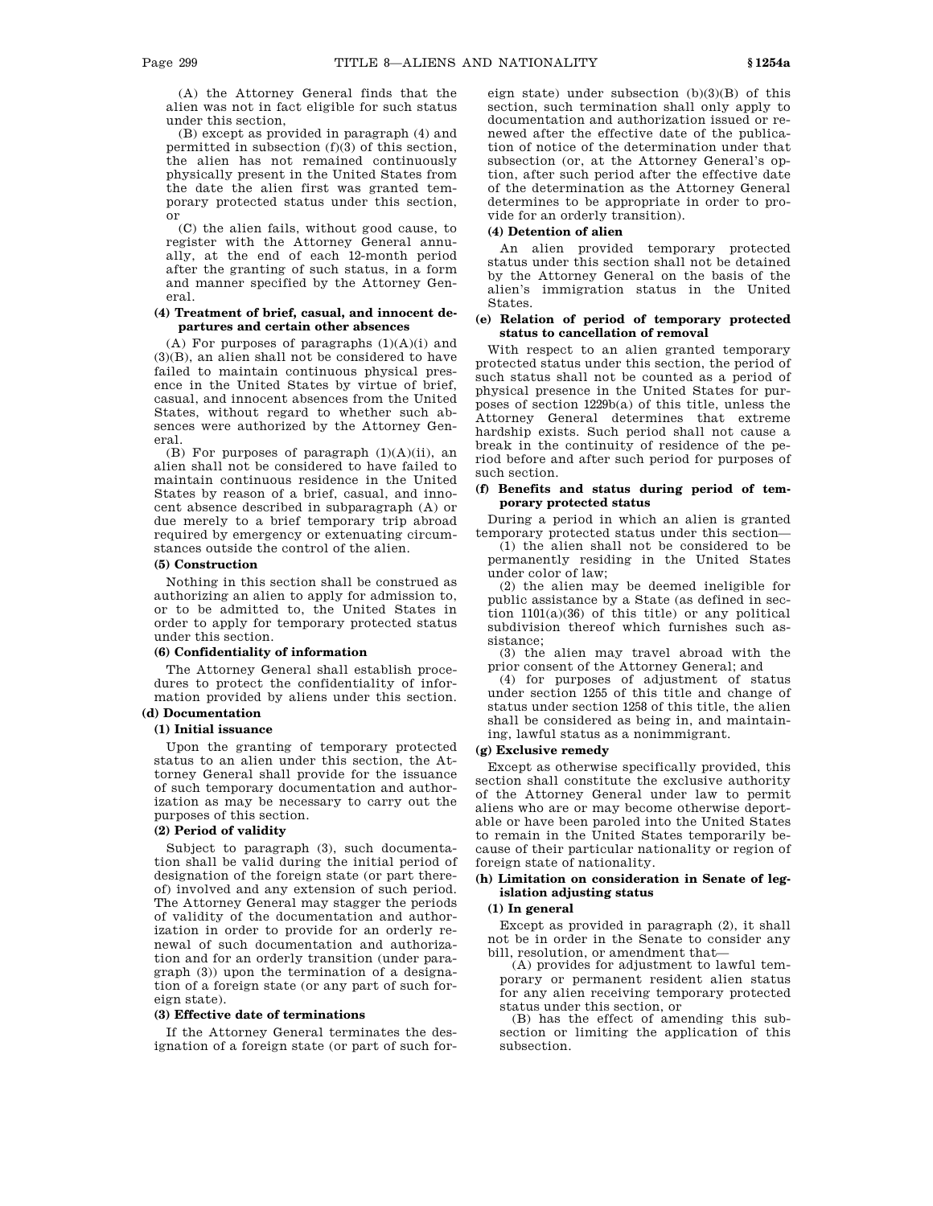(A) the Attorney General finds that the alien was not in fact eligible for such status under this section,

(B) except as provided in paragraph (4) and permitted in subsection (f)(3) of this section, the alien has not remained continuously physically present in the United States from the date the alien first was granted temporary protected status under this section, or

(C) the alien fails, without good cause, to register with the Attorney General annually, at the end of each 12-month period after the granting of such status, in a form and manner specified by the Attorney General.

#### (4) Treatment of brief, casual, and innocent departures and certain other absences

(A) For purposes of paragraphs (1)(A)(i) and (3)(B), an alien shall not be considered to have failed to maintain continuous physical presence in the United States by virtue of brief, casual, and innocent absences from the United States, without regard to whether such absences were authorized by the Attorney General.

(B) For purposes of paragraph (1)(A)(ii), an alien shall not be considered to have failed to maintain continuous residence in the United States by reason of a brief, casual, and innocent absence described in subparagraph (A) or due merely to a brief temporary trip abroad required by emergency or extenuating circumstances outside the control of the alien.

#### (5) Construction

Nothing in this section shall be construed as authorizing an alien to apply for admission to, or to be admitted to, the United States in order to apply for temporary protected status under this section.

#### (6) Confidentiality of information

The Attorney General shall establish procedures to protect the confidentiality of information provided by aliens under this section.

### (d) Documentation

#### (1) Initial issuance

Upon the granting of temporary protected status to an alien under this section, the Attorney General shall provide for the issuance of such temporary documentation and authorization as may be necessary to carry out the purposes of this section.

#### (2) Period of validity

Subject to paragraph (3), such documentation shall be valid during the initial period of designation of the foreign state (or part thereof) involved and any extension of such period. The Attorney General may stagger the periods of validity of the documentation and authorization in order to provide for an orderly renewal of such documentation and authorization and for an orderly transition (under paragraph (3)) upon the termination of a designation of a foreign state (or any part of such foreign state).

#### (3) Effective date of terminations

If the Attorney General terminates the designation of a foreign state (or part of such foreign state) under subsection (b)(3)(B) of this section, such termination shall only apply to documentation and authorization issued or renewed after the effective date of the publication of notice of the determination under that subsection (or, at the Attorney General's option, after such period after the effective date of the determination as the Attorney General determines to be appropriate in order to provide for an orderly transition).

#### (4) Detention of alien

An alien provided temporary protected status under this section shall not be detained by the Attorney General on the basis of the alien's immigration status in the United States.

### (e) Relation of period of temporary protected status to cancellation of removal

With respect to an alien granted temporary protected status under this section, the period of such status shall not be counted as a period of physical presence in the United States for purposes of section 1229b(a) of this title, unless the Attorney General determines that extreme hardship exists. Such period shall not cause a break in the continuity of residence of the period before and after such period for purposes of such section.

### (f) Benefits and status during period of temporary protected status

During a period in which an alien is granted temporary protected status under this section—

(1) the alien shall not be considered to be permanently residing in the United States under color of law;

(2) the alien may be deemed ineligible for public assistance by a State (as defined in section 1101(a)(36) of this title) or any political subdivision thereof which furnishes such assistance;

(3) the alien may travel abroad with the prior consent of the Attorney General; and

(4) for purposes of adjustment of status under section 1255 of this title and change of status under section 1258 of this title, the alien shall be considered as being in, and maintaining, lawful status as a nonimmigrant.

### (g) Exclusive remedy

Except as otherwise specifically provided, this section shall constitute the exclusive authority of the Attorney General under law to permit aliens who are or may become otherwise deportable or have been paroled into the United States to remain in the United States temporarily because of their particular nationality or region of foreign state of nationality.

### (h) Limitation on consideration in Senate of legislation adjusting status

#### (1) In general

Except as provided in paragraph (2), it shall not be in order in the Senate to consider any bill, resolution, or amendment that—

(A) provides for adjustment to lawful temporary or permanent resident alien status for any alien receiving temporary protected status under this section, or

(B) has the effect of amending this subsection or limiting the application of this subsection.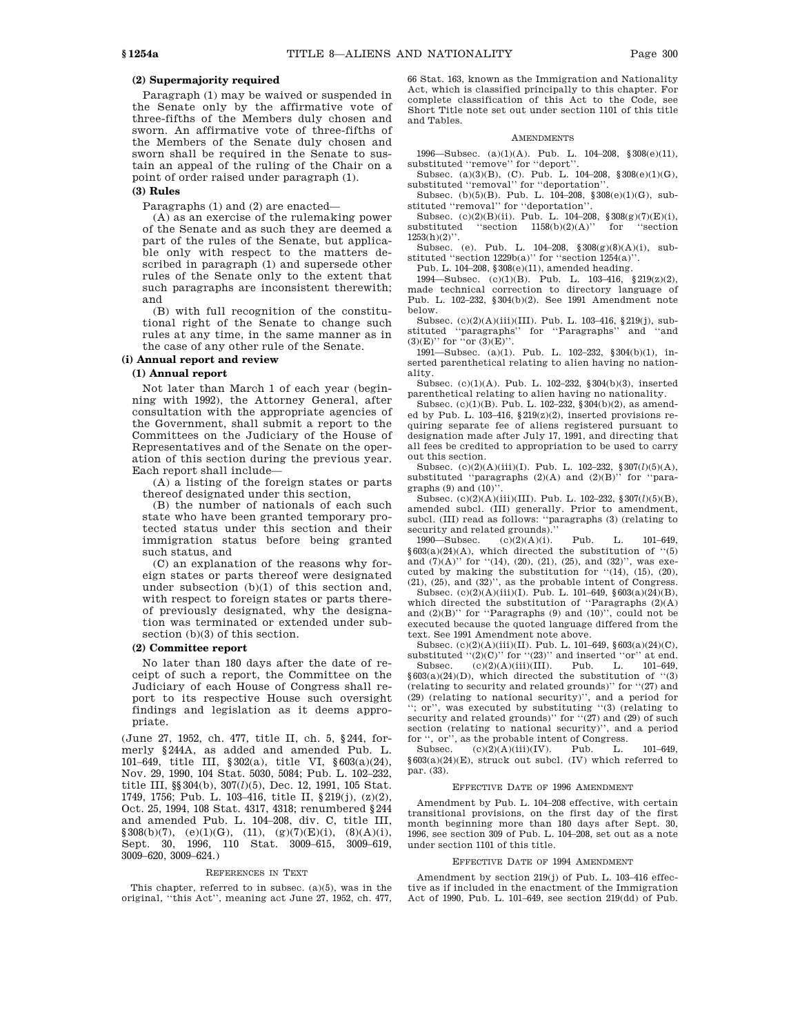**(2) Supermajority required**

Paragraph (1) may be waived or suspended in the Senate only by the affirmative vote of three-fifths of the Members duly chosen and sworn. An affirmative vote of three-fifths of the Members of the Senate duly chosen and sworn shall be required in the Senate to sustain an appeal of the ruling of the Chair on a point of order raised under paragraph (1).

**(3) Rules**

Paragraphs (1) and (2) are enacted—

(A) as an exercise of the rulemaking power of the Senate and as such they are deemed a part of the rules of the Senate, but applicable only with respect to the matters described in paragraph (1) and supersede other rules of the Senate only to the extent that such paragraphs are inconsistent therewith; and

(B) with full recognition of the constitutional right of the Senate to change such rules at any time, in the same manner as in the case of any other rule of the Senate.

**(i) Annual report and review**

**(1) Annual report**

Not later than March 1 of each year (beginning with 1992), the Attorney General, after consultation with the appropriate agencies of the Government, shall submit a report to the Committees on the Judiciary of the House of Representatives and of the Senate on the operation of this section during the previous year. Each report shall include—

(A) a listing of the foreign states or parts thereof designated under this section,

(B) the number of nationals of each such state who have been granted temporary protected status under this section and their immigration status before being granted such status, and

(C) an explanation of the reasons why foreign states or parts thereof were designated under subsection (b)(1) of this section and, with respect to foreign states or parts thereof previously designated, why the designation was terminated or extended under subsection (b)(3) of this section.

**(2) Committee report**

No later than 180 days after the date of receipt of such a report, the Committee on the Judiciary of each House of Congress shall report to its respective House such oversight findings and legislation as it deems appropriate.

(June 27, 1952, ch. 477, title II, ch. 5, §244, formerly §244A, as added and amended Pub. L. 101–649, title III, §302(a), title VI, §603(a)(24), Nov. 29, 1990, 104 Stat. 5030, 5084; Pub. L. 102–232, title III, §§304(b), 307(*l*)(5), Dec. 12, 1991, 105 Stat. 1749, 1756; Pub. L. 103–416, title II, §219(j), (z)(2), Oct. 25, 1994, 108 Stat. 4317, 4318; renumbered §244 and amended Pub. L. 104–208, div. C, title III, §308(b)(7), (e)(1)(G), (11), (g)(7)(E)(i), (8)(A)(i), Sept. 30, 1996, 110 Stat. 3009–615, 3009–619, 3009–620, 3009–624.)

REFERENCES IN TEXT

This chapter, referred to in subsec. (a)(5), was in the original, ''this Act'', meaning act June 27, 1952, ch. 477, 66 Stat. 163, known as the Immigration and Nationality Act, which is classified principally to this chapter. For complete classification of this Act to the Code, see Short Title note set out under section 1101 of this title and Tables.

AMENDMENTS

1996—Subsec. (a)(1)(A). Pub. L. 104–208, §308(e)(11), substituted ''remove'' for ''deport''.

Subsec. (a)(3)(B), (C). Pub. L. 104–208, §308(e)(1)(G), substituted ''removal'' for ''deportation''.

Subsec. (b)(5)(B). Pub. L. 104–208, §308(e)(1)(G), substituted ''removal'' for ''deportation''.

Subsec. (c)(2)(B)(ii). Pub. L. 104–208, §308(g)(7)(E)(i), substituted ''section 1158(b)(2)(A)'' for ''section 1253(h)(2)''.

Subsec. (e). Pub. L. 104–208, §308(g)(8)(A)(i), substituted ''section 1229b(a)'' for ''section 1254(a)''.

Pub. L. 104–208, §308(e)(11), amended heading.

1994—Subsec. (c)(1)(B). Pub. L. 103–416, §219(z)(2), made technical correction to directory language of Pub. L. 102–232, §304(b)(2). See 1991 Amendment note below.

Subsec. (c)(2)(A)(iii)(III). Pub. L. 103–416, §219(j), substituted ''paragraphs'' for ''Paragraphs'' and ''and (3)(E)'' for ''or (3)(E)''.

1991—Subsec. (a)(1). Pub. L. 102–232, §304(b)(1), inserted parenthetical relating to alien having no nationality.

Subsec. (c)(1)(A). Pub. L. 102–232, §304(b)(3), inserted parenthetical relating to alien having no nationality.

Subsec. (c)(1)(B). Pub. L. 102–232, §304(b)(2), as amended by Pub. L. 103–416, §219(z)(2), inserted provisions requiring separate fee of aliens registered pursuant to designation made after July 17, 1991, and directing that all fees be credited to appropriation to be used to carry out this section.

Subsec. (c)(2)(A)(iii)(I). Pub. L. 102–232, §307(*l*)(5)(A), substituted ''paragraphs (2)(A) and (2)(B)'' for ''paragraphs (9) and (10)''.

Subsec. (c)(2)(A)(iii)(III). Pub. L. 102–232, §307(*l*)(5)(B), amended subcl. (III) generally. Prior to amendment, subcl. (III) read as follows: ''paragraphs (3) (relating to security and related grounds).''

1990—Subsec. (c)(2)(A)(i). Pub. L. 101–649, §603(a)(24)(A), which directed the substitution of ''(5) and (7)(A)'' for ''(14), (20), (21), (25), and (32)'', was executed by making the substitution for ''(14), (15), (20), (21), (25), and (32)'', as the probable intent of Congress.

Subsec. (c)(2)(A)(iii)(I). Pub. L. 101–649, §603(a)(24)(B), which directed the substitution of ''Paragraphs (2)(A) and (2)(B)'' for ''Paragraphs (9) and (10)'', could not be executed because the quoted language differed from the text. See 1991 Amendment note above.

Subsec. (c)(2)(A)(iii)(II). Pub. L. 101–649, §603(a)(24)(C), substituted ''(2)(C)'' for ''(23)'' and inserted ''or'' at end.

Subsec. (c)(2)(A)(iii)(III). Pub. L. 101–649, §603(a)(24)(D), which directed the substitution of ''(3) (relating to security and related grounds)'' for ''(27) and (29) (relating to national security)'', and a period for ''; or'', was executed by substituting ''(3) (relating to security and related grounds)'' for ''(27) and (29) of such section (relating to national security)'', and a period for '', or'', as the probable intent of Congress.

Subsec. (c)(2)(A)(iii)(IV). Pub. L. 101–649, §603(a)(24)(E), struck out subcl. (IV) which referred to par. (33).

EFFECTIVE DATE OF 1996 AMENDMENT

Amendment by Pub. L. 104–208 effective, with certain transitional provisions, on the first day of the first month beginning more than 180 days after Sept. 30, 1996, see section 309 of Pub. L. 104–208, set out as a note under section 1101 of this title.

EFFECTIVE DATE OF 1994 AMENDMENT

Amendment by section 219(j) of Pub. L. 103–416 effective as if included in the enactment of the Immigration Act of 1990, Pub. L. 101–649, see section 219(dd) of Pub.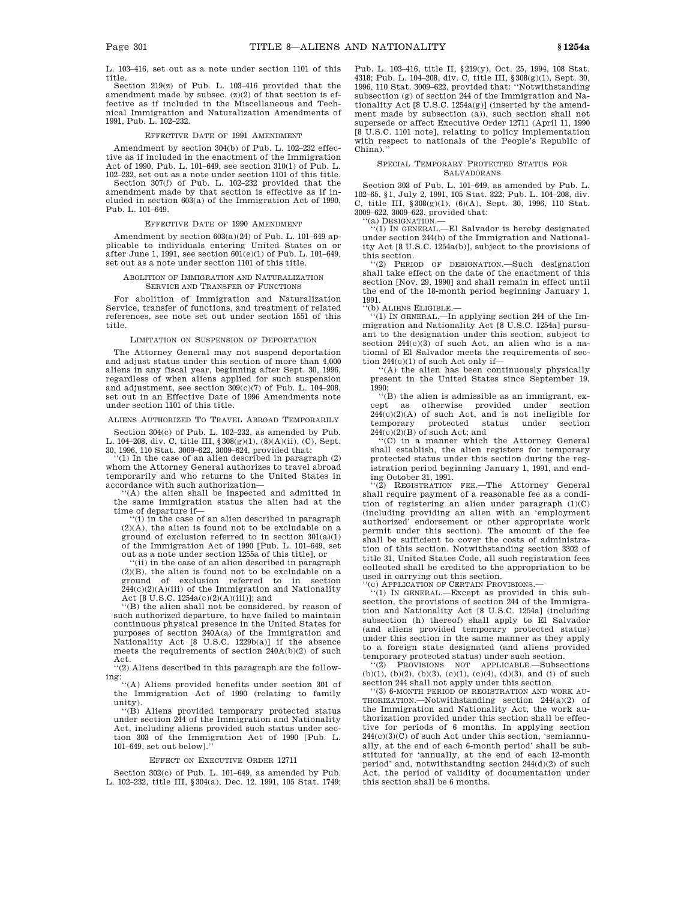L. 103–416, set out as a note under section 1101 of this title.

Section 219(z) of Pub. L. 103–416 provided that the amendment made by subsec. (z)(2) of that section is effective as if included in the Miscellaneous and Technical Immigration and Naturalization Amendments of 1991, Pub. L. 102–232.

### Effective Date of 1991 Amendment

Amendment by section 304(b) of Pub. L. 102–232 effective as if included in the enactment of the Immigration Act of 1990, Pub. L. 101–649, see section 310(1) of Pub. L. 102–232, set out as a note under section 1101 of this title.

Section 307(*l*) of Pub. L. 102–232 provided that the amendment made by that section is effective as if included in section 603(a) of the Immigration Act of 1990, Pub. L. 101–649.

### Effective Date of 1990 Amendment

Amendment by section 603(a)(24) of Pub. L. 101–649 applicable to individuals entering United States on or after June 1, 1991, see section 601(e)(1) of Pub. L. 101–649, set out as a note under section 1101 of this title.

### Abolition of Immigration and Naturalization Service and Transfer of Functions

For abolition of Immigration and Naturalization Service, transfer of functions, and treatment of related references, see note set out under section 1551 of this title.

### Limitation on Suspension of Deportation

The Attorney General may not suspend deportation and adjust status under this section of more than 4,000 aliens in any fiscal year, beginning after Sept. 30, 1996, regardless of when aliens applied for such suspension and adjustment, see section 309(c)(7) of Pub. L. 104–208, set out in an Effective Date of 1996 Amendments note under section 1101 of this title.

### Aliens Authorized To Travel Abroad Temporarily

Section 304(c) of Pub. L. 102–232, as amended by Pub. L. 104–208, div. C, title III, §308(g)(1), (8)(A)(ii), (C), Sept. 30, 1996, 110 Stat. 3009–622, 3009–624, provided that:

''(1) In the case of an alien described in paragraph (2) whom the Attorney General authorizes to travel abroad temporarily and who returns to the United States in accordance with such authorization—

''(A) the alien shall be inspected and admitted in the same immigration status the alien had at the time of departure if—

''(i) in the case of an alien described in paragraph (2)(A), the alien is found not to be excludable on a ground of exclusion referred to in section 301(a)(1) of the Immigration Act of 1990 [Pub. L. 101–649, set out as a note under section 1255a of this title], or

''(ii) in the case of an alien described in paragraph (2)(B), the alien is found not to be excludable on a ground of exclusion referred to in section 244(c)(2)(A)(iii) of the Immigration and Nationality Act [8 U.S.C. 1254a(c)(2)(A)(iii)]; and

''(B) the alien shall not be considered, by reason of such authorized departure, to have failed to maintain continuous physical presence in the United States for purposes of section 240A(a) of the Immigration and Nationality Act [8 U.S.C. 1229b(a)] if the absence meets the requirements of section 240A(b)(2) of such Act.

''(2) Aliens described in this paragraph are the following:

''(A) Aliens provided benefits under section 301 of the Immigration Act of 1990 (relating to family unity).

''(B) Aliens provided temporary protected status under section 244 of the Immigration and Nationality Act, including aliens provided such status under section 303 of the Immigration Act of 1990 [Pub. L. 101–649, set out below].''

### Effect on Executive Order 12711

Section 302(c) of Pub. L. 101–649, as amended by Pub. L. 102–232, title III, §304(a), Dec. 12, 1991, 105 Stat. 1749; Pub. L. 103–416, title II, §219(y), Oct. 25, 1994, 108 Stat. 4318; Pub. L. 104–208, div. C, title III, §308(g)(1), Sept. 30, 1996, 110 Stat. 3009–622, provided that: ''Notwithstanding subsection (g) of section 244 of the Immigration and Nationality Act [8 U.S.C. 1254a(g)] (inserted by the amendment made by subsection (a)), such section shall not supersede or affect Executive Order 12711 (April 11, 1990 [8 U.S.C. 1101 note], relating to policy implementation with respect to nationals of the People's Republic of China).''

### Special Temporary Protected Status for Salvadorans

Section 303 of Pub. L. 101–649, as amended by Pub. L. 102–65, §1, July 2, 1991, 105 Stat. 322; Pub. L. 104–208, div. C, title III, §308(g)(1), (6)(A), Sept. 30, 1996, 110 Stat. 3009–622, 3009–623, provided that:

''(a) Designation.—

''(1) In general.—El Salvador is hereby designated under section 244(b) of the Immigration and Nationality Act [8 U.S.C. 1254a(b)], subject to the provisions of this section.

''(2) Period of designation.—Such designation shall take effect on the date of the enactment of this section [Nov. 29, 1990] and shall remain in effect until the end of the 18-month period beginning January 1, 1991.

''(b) Aliens Eligible.—

''(1) In general.—In applying section 244 of the Immigration and Nationality Act [8 U.S.C. 1254a] pursuant to the designation under this section, subject to section 244(c)(3) of such Act, an alien who is a national of El Salvador meets the requirements of section 244(c)(1) of such Act only if—

''(A) the alien has been continuously physically present in the United States since September 19, 1990;

''(B) the alien is admissible as an immigrant, except as otherwise provided under section 244(c)(2)(A) of such Act, and is not ineligible for temporary protected status under section 244(c)(2)(B) of such Act; and

''(C) in a manner which the Attorney General shall establish, the alien registers for temporary protected status under this section during the registration period beginning January 1, 1991, and ending October 31, 1991.

''(2) Registration fee.—The Attorney General shall require payment of a reasonable fee as a condition of registering an alien under paragraph (1)(C) (including providing an alien with an 'employment authorized' endorsement or other appropriate work permit under this section). The amount of the fee shall be sufficient to cover the costs of administration of this section. Notwithstanding section 3302 of title 31, United States Code, all such registration fees collected shall be credited to the appropriation to be used in carrying out this section.

''(c) Application of Certain Provisions.—

''(1) In general.—Except as provided in this subsection, the provisions of section 244 of the Immigration and Nationality Act [8 U.S.C. 1254a] (including subsection (h) thereof) shall apply to El Salvador (and aliens provided temporary protected status) under this section in the same manner as they apply to a foreign state designated (and aliens provided temporary protected status) under such section.

''(2) Provisions not applicable.—Subsections (b)(1), (b)(2), (b)(3), (c)(1), (c)(4), (d)(3), and (i) of such section 244 shall not apply under this section.

''(3) 6-month period of registration and work authorization.—Notwithstanding section 244(a)(2) of the Immigration and Nationality Act, the work authorization provided under this section shall be effective for periods of 6 months. In applying section 244(c)(3)(C) of such Act under this section, 'semiannually, at the end of each 6-month period' shall be substituted for 'annually, at the end of each 12-month period' and, notwithstanding section 244(d)(2) of such Act, the period of validity of documentation under this section shall be 6 months.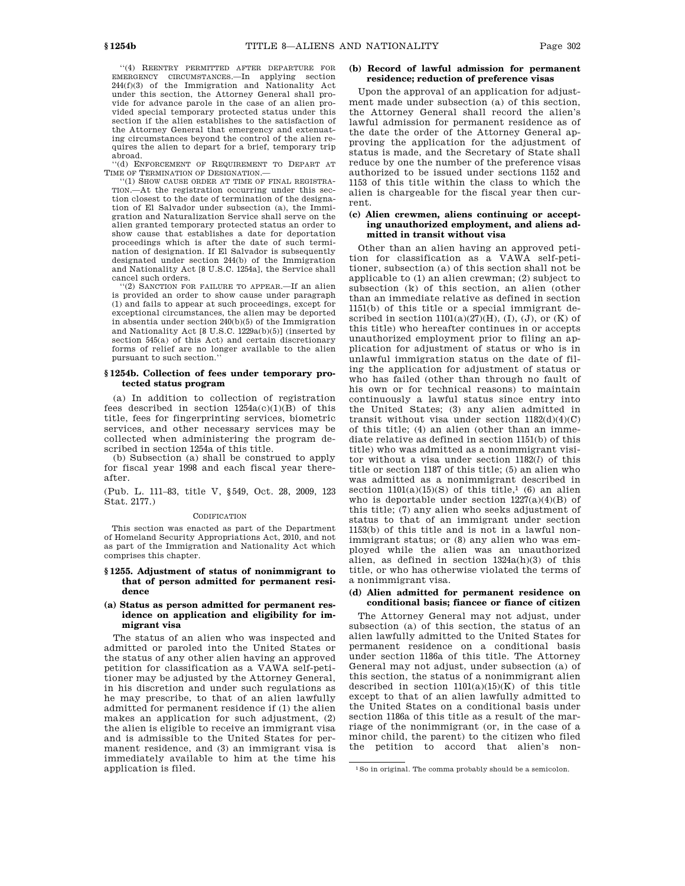"(4) REENTRY PERMITTED AFTER DEPARTURE FOR EMERGENCY CIRCUMSTANCES.—In applying section 244(f)(3) of the Immigration and Nationality Act under this section, the Attorney General shall provide for advance parole in the case of an alien provided special temporary protected status under this section if the alien establishes to the satisfaction of the Attorney General that emergency and extenuating circumstances beyond the control of the alien requires the alien to depart for a brief, temporary trip abroad.

"(d) ENFORCEMENT OF REQUIREMENT TO DEPART AT TIME OF TERMINATION OF DESIGNATION.—

"(1) SHOW CAUSE ORDER AT TIME OF FINAL REGISTRATION.—At the registration occurring under this section closest to the date of termination of the designation of El Salvador under subsection (a), the Immigration and Naturalization Service shall serve on the alien granted temporary protected status an order to show cause that establishes a date for deportation proceedings which is after the date of such termination of designation. If El Salvador is subsequently designated under section 244(b) of the Immigration and Nationality Act [8 U.S.C. 1254a], the Service shall cancel such orders.

"(2) SANCTION FOR FAILURE TO APPEAR.—If an alien is provided an order to show cause under paragraph (1) and fails to appear at such proceedings, except for exceptional circumstances, the alien may be deported in absentia under section 240(b)(5) of the Immigration and Nationality Act [8 U.S.C. 1229a(b)(5)] (inserted by section 545(a) of this Act) and certain discretionary forms of relief are no longer available to the alien pursuant to such section."

## § 1254b. Collection of fees under temporary protected status program

(a) In addition to collection of registration fees described in section 1254a(c)(1)(B) of this title, fees for fingerprinting services, biometric services, and other necessary services may be collected when administering the program described in section 1254a of this title.

(b) Subsection (a) shall be construed to apply for fiscal year 1998 and each fiscal year thereafter.

(Pub. L. 111–83, title V, § 549, Oct. 28, 2009, 123 Stat. 2177.)

CODIFICATION

This section was enacted as part of the Department of Homeland Security Appropriations Act, 2010, and not as part of the Immigration and Nationality Act which comprises this chapter.

## § 1255. Adjustment of status of nonimmigrant to that of person admitted for permanent residence

### (a) Status as person admitted for permanent residence on application and eligibility for immigrant visa

The status of an alien who was inspected and admitted or paroled into the United States or the status of any other alien having an approved petition for classification as a VAWA self-petitioner may be adjusted by the Attorney General, in his discretion and under such regulations as he may prescribe, to that of an alien lawfully admitted for permanent residence if (1) the alien makes an application for such adjustment, (2) the alien is eligible to receive an immigrant visa and is admissible to the United States for permanent residence, and (3) an immigrant visa is immediately available to him at the time his application is filed.

### (b) Record of lawful admission for permanent residence; reduction of preference visas

Upon the approval of an application for adjustment made under subsection (a) of this section, the Attorney General shall record the alien's lawful admission for permanent residence as of the date the order of the Attorney General approving the application for the adjustment of status is made, and the Secretary of State shall reduce by one the number of the preference visas authorized to be issued under sections 1152 and 1153 of this title within the class to which the alien is chargeable for the fiscal year then current.

### (c) Alien crewmen, aliens continuing or accepting unauthorized employment, and aliens admitted in transit without visa

Other than an alien having an approved petition for classification as a VAWA self-petitioner, subsection (a) of this section shall not be applicable to (1) an alien crewman; (2) subject to subsection (k) of this section, an alien (other than an immediate relative as defined in section 1151(b) of this title or a special immigrant described in section 1101(a)(27)(H), (I), (J), or (K) of this title) who hereafter continues in or accepts unauthorized employment prior to filing an application for adjustment of status or who is in unlawful immigration status on the date of filing the application for adjustment of status or who has failed (other than through no fault of his own or for technical reasons) to maintain continuously a lawful status since entry into the United States; (3) any alien admitted in transit without visa under section 1182(d)(4)(C) of this title; (4) an alien (other than an immediate relative as defined in section 1151(b) of this title) who was admitted as a nonimmigrant visitor without a visa under section 1182(*l*) of this title or section 1187 of this title; (5) an alien who was admitted as a nonimmigrant described in section 1101(a)(15)(S) of this title,[1] (6) an alien who is deportable under section 1227(a)(4)(B) of this title; (7) any alien who seeks adjustment of status to that of an immigrant under section 1153(b) of this title and is not in a lawful nonimmigrant status; or (8) any alien who was employed while the alien was an unauthorized alien, as defined in section 1324a(h)(3) of this title, or who has otherwise violated the terms of a nonimmigrant visa.

### (d) Alien admitted for permanent residence on conditional basis; fiancee or fiance of citizen

The Attorney General may not adjust, under subsection (a) of this section, the status of an alien lawfully admitted to the United States for permanent residence on a conditional basis under section 1186a of this title. The Attorney General may not adjust, under subsection (a) of this section, the status of a nonimmigrant alien described in section 1101(a)(15)(K) of this title except to that of an alien lawfully admitted to the United States on a conditional basis under section 1186a of this title as a result of the marriage of the nonimmigrant (or, in the case of a minor child, the parent) to the citizen who filed the petition to accord that alien's non-

[1] So in original. The comma probably should be a semicolon.